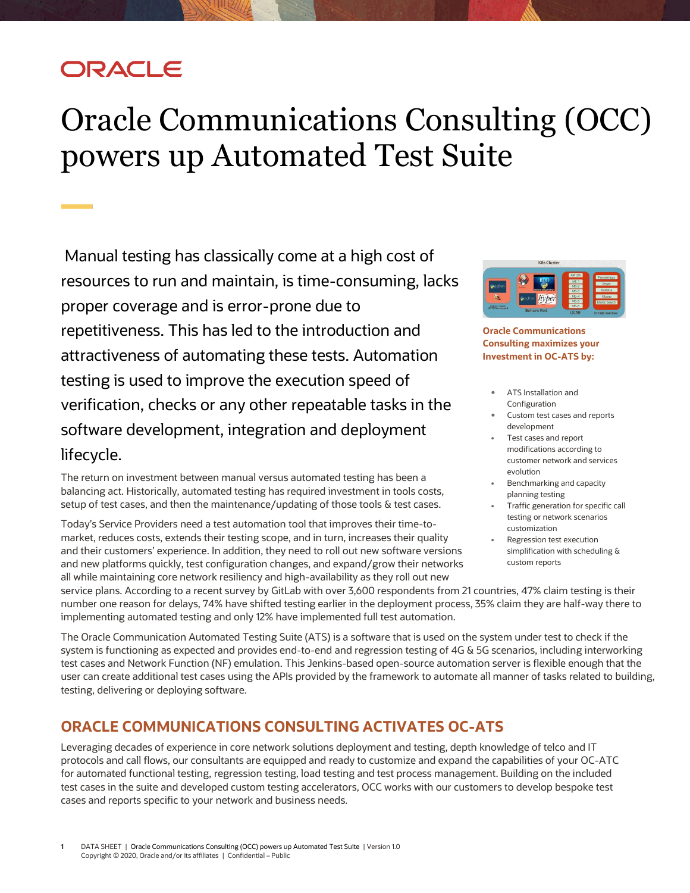# Oracle Communications Consulting (OCC) powers up Automated Test Suite

Manual testing has classically come at a high cost of resources to run and maintain, is time-consuming, lacks proper coverage and is error-prone due to repetitiveness. This has led to the introduction and attractiveness of automating these tests. Automation testing is used to improve the execution speed of verification, checks or any other repeatable tasks in the software development, integration and deployment lifecycle.

The return on investment between manual versus automated testing has been a balancing act. Historically, automated testing has required investment in tools costs, setup of test cases, and then the maintenance/updating of those tools & test cases.

Today's Service Providers need a test automation tool that improves their time-to-market, reduces costs, extends their testing scope, and in turn, increases their quality and their customers' experience. In addition, they need to roll out new software versions and new platforms quickly, test configuration changes, and expand/grow their networks all while maintaining core network resiliency and high-availability as they roll out new service plans. According to a recent survey by GitLab with over 3,600 respondents from 21 countries, 47% claim testing is their number one reason for delays, 74% have shifted testing earlier in the deployment process, 35% claim they are half-way there to implementing automated testing and only 12% have implemented full test automation.

The Oracle Communication Automated Testing Suite (ATS) is a software that is used on the system under test to check if the system is functioning as expected and provides end-to-end and regression testing of 4G & 5G scenarios, including interworking test cases and Network Function (NF) emulation. This Jenkins-based open-source automation server is flexible enough that the user can create additional test cases using the APIs provided by the framework to automate all manner of tasks related to building, testing, delivering or deploying software.

**Oracle Communications Consulting maximizes your Investment in OC-ATS by:**

- ATS Installation and Configuration
- Custom test cases and reports development
- Test cases and report modifications according to customer network and services evolution
- Benchmarking and capacity planning testing
- Traffic generation for specific call testing or network scenarios customization
- Regression test execution simplification with scheduling & custom reports

## ORACLE COMMUNICATIONS CONSULTING ACTIVATES OC-ATS

Leveraging decades of experience in core network solutions deployment and testing, depth knowledge of telco and IT protocols and call flows, our consultants are equipped and ready to customize and expand the capabilities of your OC-ATC for automated functional testing, regression testing, load testing and test process management. Building on the included test cases in the suite and developed custom testing accelerators, OCC works with our customers to develop bespoke test cases and reports specific to your network and business needs.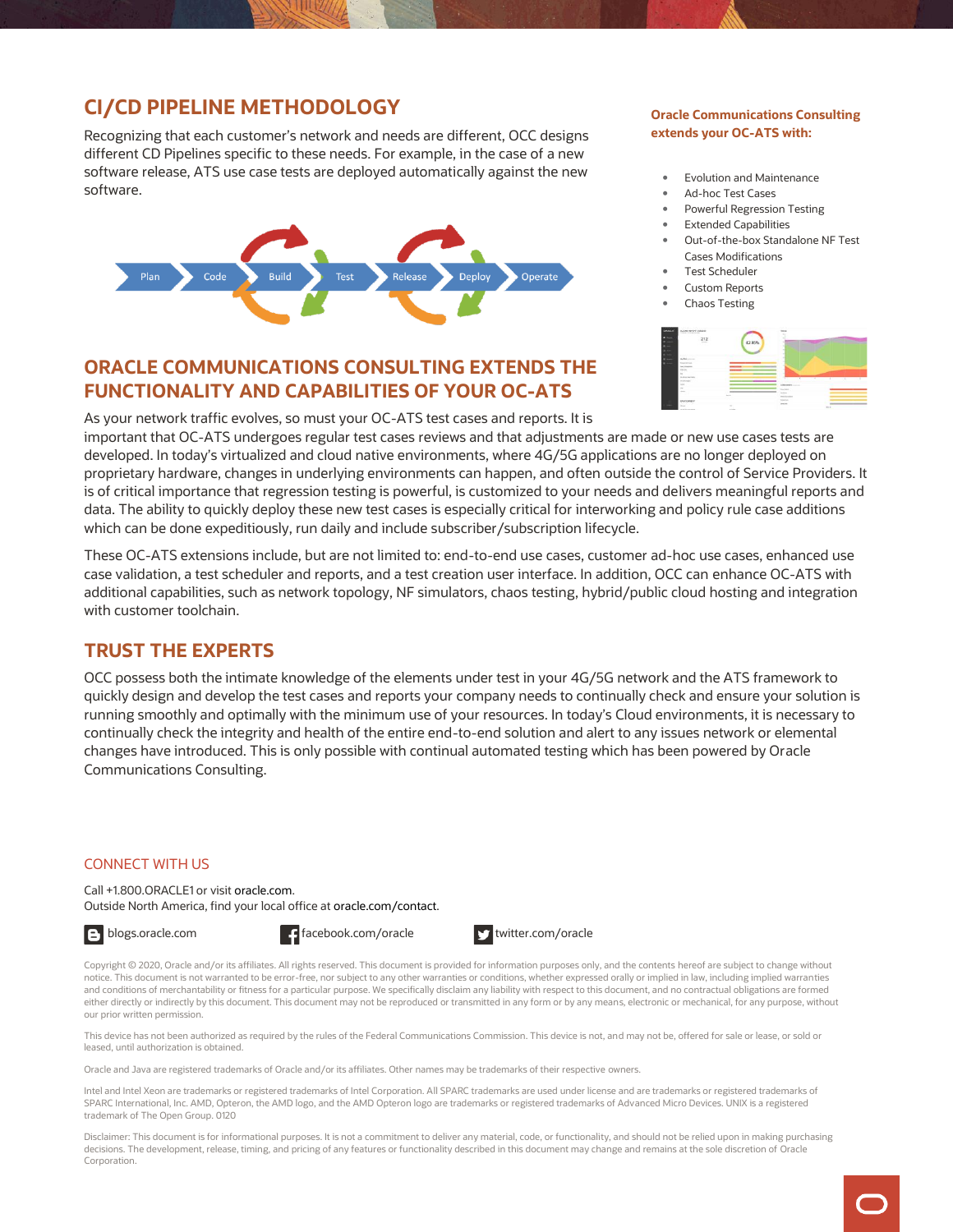## CI/CD PIPELINE METHODOLOGY

Recognizing that each customer's network and needs are different, OCC designs different CD Pipelines specific to these needs. For example, in the case of a new software release, ATS use case tests are deployed automatically against the new software.

Plan
Code
Build
Test
Release
Deploy
Operate

## ORACLE COMMUNICATIONS CONSULTING EXTENDS THE FUNCTIONALITY AND CAPABILITIES OF YOUR OC-ATS

As your network traffic evolves, so must your OC-ATS test cases and reports. It is important that OC-ATS undergoes regular test cases reviews and that adjustments are made or new use cases tests are developed. In today's virtualized and cloud native environments, where 4G/5G applications are no longer deployed on proprietary hardware, changes in underlying environments can happen, and often outside the control of Service Providers. It is of critical importance that regression testing is powerful, is customized to your needs and delivers meaningful reports and data. The ability to quickly deploy these new test cases is especially critical for interworking and policy rule case additions which can be done expeditiously, run daily and include subscriber/subscription lifecycle.

These OC-ATS extensions include, but are not limited to: end-to-end use cases, customer ad-hoc use cases, enhanced use case validation, a test scheduler and reports, and a test creation user interface. In addition, OCC can enhance OC-ATS with additional capabilities, such as network topology, NF simulators, chaos testing, hybrid/public cloud hosting and integration with customer toolchain.

**Oracle Communications Consulting extends your OC-ATS with:**

- Evolution and Maintenance
- Ad-hoc Test Cases
- Powerful Regression Testing
- Extended Capabilities
- Out-of-the-box Standalone NF Test Cases Modifications
- Test Scheduler
- Custom Reports
- Chaos Testing

## TRUST THE EXPERTS

OCC possess both the intimate knowledge of the elements under test in your 4G/5G network and the ATS framework to quickly design and develop the test cases and reports your company needs to continually check and ensure your solution is running smoothly and optimally with the minimum use of your resources. In today's Cloud environments, it is necessary to continually check the integrity and health of the entire end-to-end solution and alert to any issues network or elemental changes have introduced. This is only possible with continual automated testing which has been powered by Oracle Communications Consulting.

### CONNECT WITH US

Call +1.800.ORACLE1 or visit oracle.com.
Outside North America, find your local office at oracle.com/contact.

blogs.oracle.com    facebook.com/oracle    twitter.com/oracle

Copyright © 2020, Oracle and/or its affiliates. All rights reserved. This document is provided for information purposes only, and the contents hereof are subject to change without notice. This document is not warranted to be error-free, nor subject to any other warranties or conditions, whether expressed orally or implied in law, including implied warranties and conditions of merchantability or fitness for a particular purpose. We specifically disclaim any liability with respect to this document, and no contractual obligations are formed either directly or indirectly by this document. This document may not be reproduced or transmitted in any form or by any means, electronic or mechanical, for any purpose, without our prior written permission.

This device has not been authorized as required by the rules of the Federal Communications Commission. This device is not, and may not be, offered for sale or lease, or sold or leased, until authorization is obtained.

Oracle and Java are registered trademarks of Oracle and/or its affiliates. Other names may be trademarks of their respective owners.

Intel and Intel Xeon are trademarks or registered trademarks of Intel Corporation. All SPARC trademarks are used under license and are trademarks or registered trademarks of SPARC International, Inc. AMD, Opteron, the AMD logo, and the AMD Opteron logo are trademarks or registered trademarks of Advanced Micro Devices. UNIX is a registered trademark of The Open Group. 0120

Disclaimer: This document is for informational purposes. It is not a commitment to deliver any material, code, or functionality, and should not be relied upon in making purchasing decisions. The development, release, timing, and pricing of any features or functionality described in this document may change and remains at the sole discretion of Oracle Corporation.